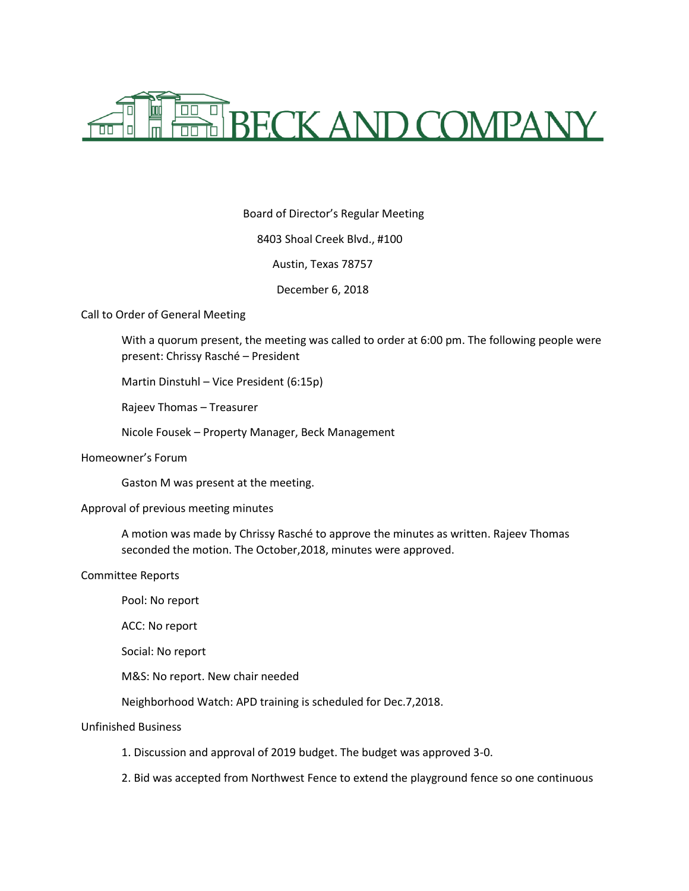BECK AND COMPANY

Board of Director's Regular Meeting

8403 Shoal Creek Blvd., #100

Austin, Texas 78757

December 6, 2018

Call to Order of General Meeting

With a quorum present, the meeting was called to order at 6:00 pm. The following people were present: Chrissy Rasché – President

Martin Dinstuhl – Vice President (6:15p)

Rajeev Thomas – Treasurer

Nicole Fousek – Property Manager, Beck Management

Homeowner's Forum

Gaston M was present at the meeting.

Approval of previous meeting minutes

A motion was made by Chrissy Rasché to approve the minutes as written. Rajeev Thomas seconded the motion. The October,2018, minutes were approved.

Committee Reports

Pool: No report

ACC: No report

Social: No report

M&S: No report. New chair needed

Neighborhood Watch: APD training is scheduled for Dec.7,2018.

Unfinished Business

1. Discussion and approval of 2019 budget. The budget was approved 3-0.

2. Bid was accepted from Northwest Fence to extend the playground fence so one continuous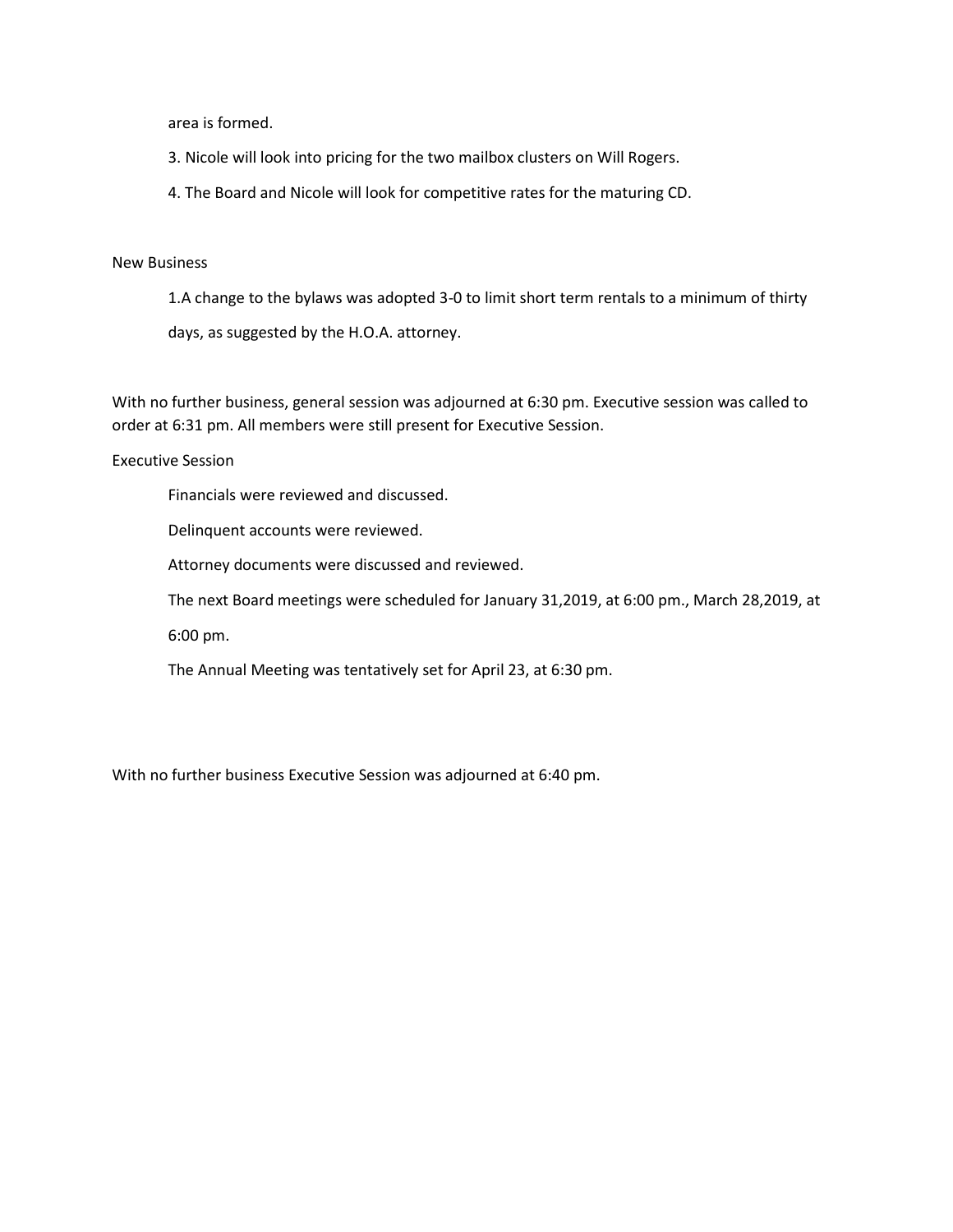area is formed.

3. Nicole will look into pricing for the two mailbox clusters on Will Rogers.

4. The Board and Nicole will look for competitive rates for the maturing CD.

New Business

1.A change to the bylaws was adopted 3-0 to limit short term rentals to a minimum of thirty days, as suggested by the H.O.A. attorney.

With no further business, general session was adjourned at 6:30 pm. Executive session was called to order at 6:31 pm. All members were still present for Executive Session.

Executive Session

Financials were reviewed and discussed.

Delinquent accounts were reviewed.

Attorney documents were discussed and reviewed.

The next Board meetings were scheduled for January 31,2019, at 6:00 pm., March 28,2019, at 6:00 pm.

The Annual Meeting was tentatively set for April 23, at 6:30 pm.

With no further business Executive Session was adjourned at 6:40 pm.